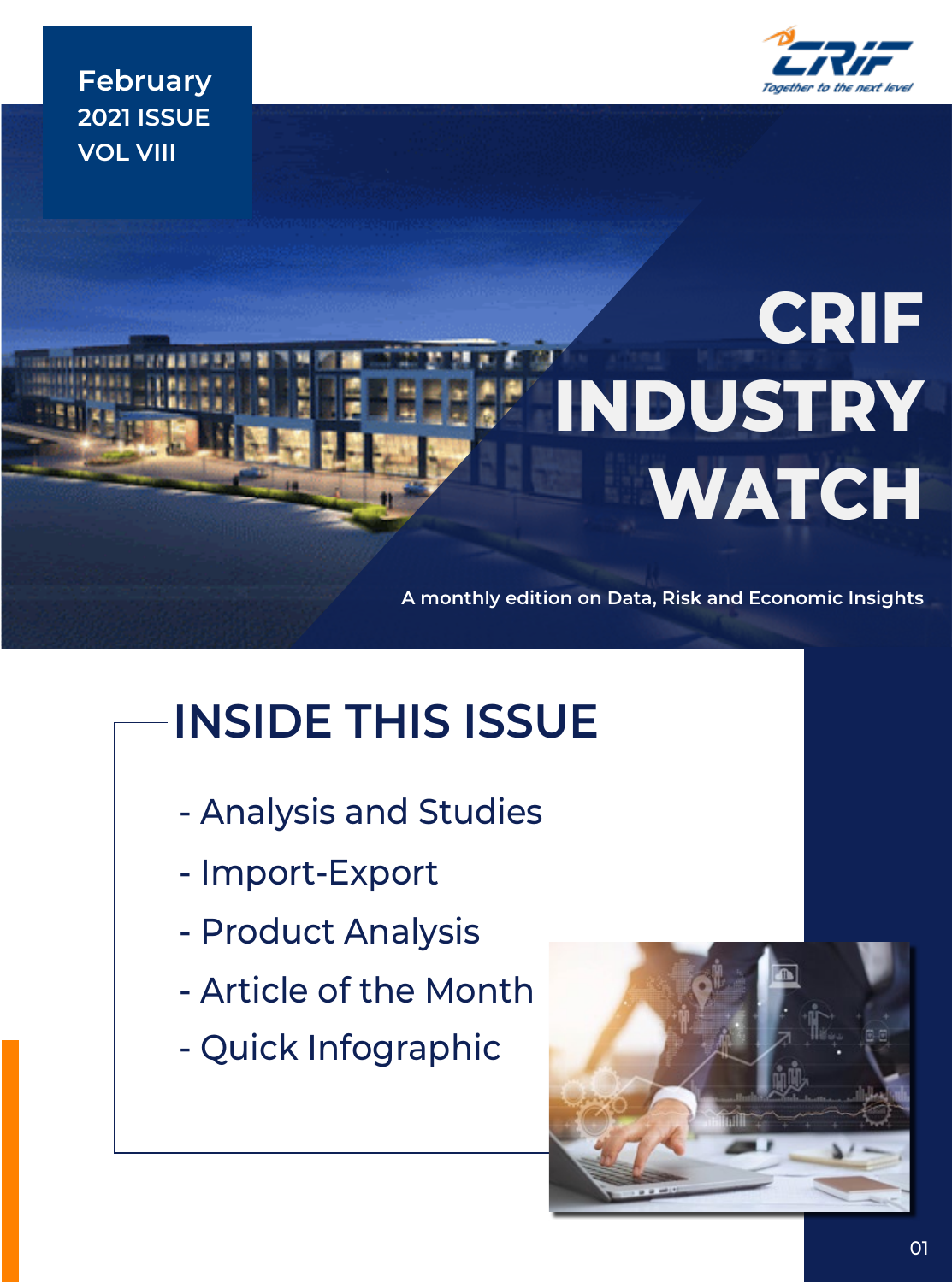February
2021 ISSUE
VOL VIII

CRIF
Together to the next level

# CRIF INDUSTRY WATCH

A monthly edition on Data, Risk and Economic Insights

## INSIDE THIS ISSUE

- Analysis and Studies
- Import-Export
- Product Analysis
- Article of the Month
- Quick Infographic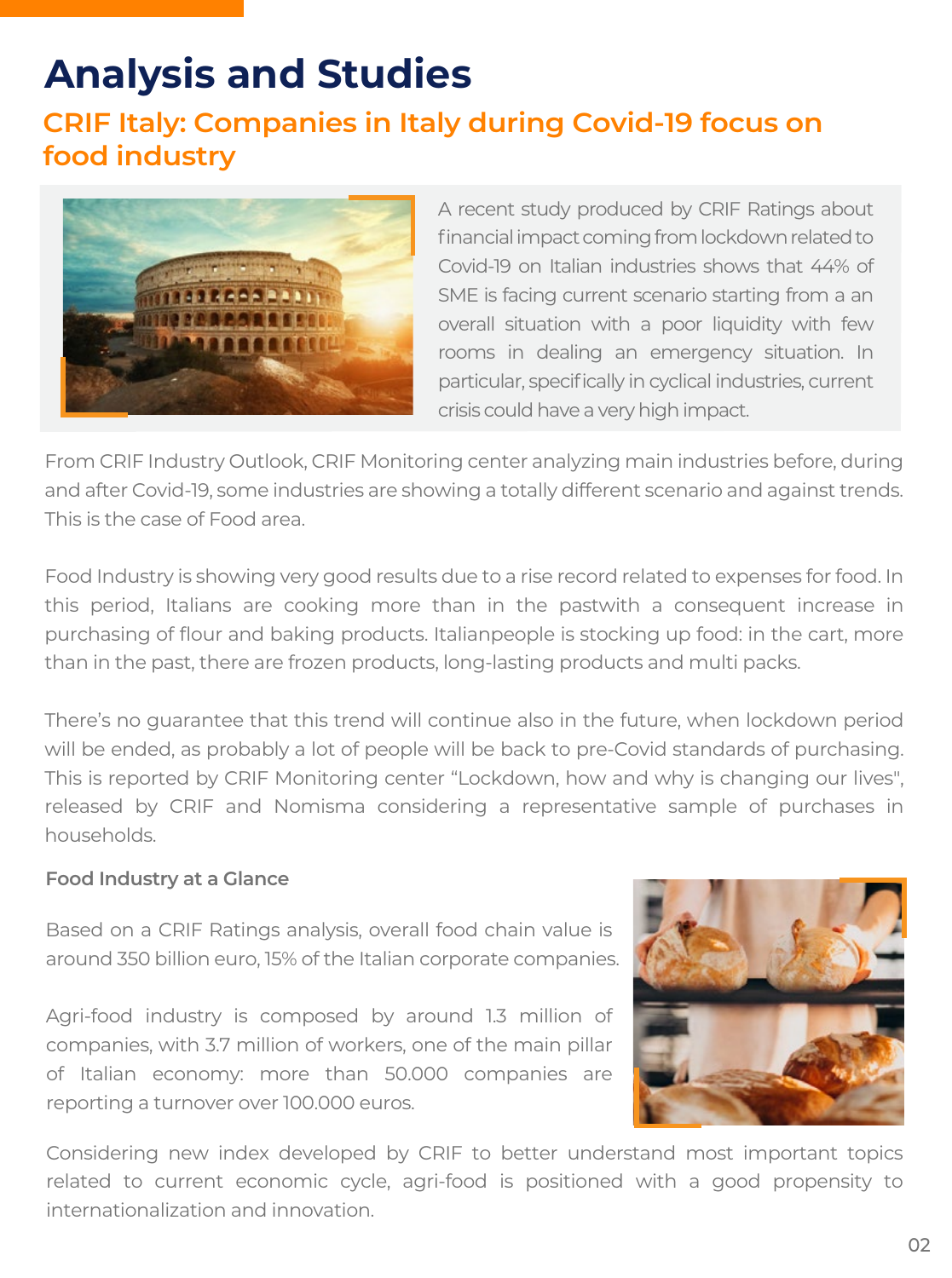# Analysis and Studies

## CRIF Italy: Companies in Italy during Covid-19 focus on food industry

A recent study produced by CRIF Ratings about financial impact coming from lockdown related to Covid-19 on Italian industries shows that 44% of SME is facing current scenario starting from a an overall situation with a poor liquidity with few rooms in dealing an emergency situation. In particular, specifically in cyclical industries, current crisis could have a very high impact.

From CRIF Industry Outlook, CRIF Monitoring center analyzing main industries before, during and after Covid-19, some industries are showing a totally different scenario and against trends. This is the case of Food area.

Food Industry is showing very good results due to a rise record related to expenses for food. In this period, Italians are cooking more than in the pastwith a consequent increase in purchasing of flour and baking products. Italianpeople is stocking up food: in the cart, more than in the past, there are frozen products, long-lasting products and multi packs.

There's no guarantee that this trend will continue also in the future, when lockdown period will be ended, as probably a lot of people will be back to pre-Covid standards of purchasing. This is reported by CRIF Monitoring center "Lockdown, how and why is changing our lives", released by CRIF and Nomisma considering a representative sample of purchases in households.

**Food Industry at a Glance**

Based on a CRIF Ratings analysis, overall food chain value is around 350 billion euro, 15% of the Italian corporate companies.

Agri-food industry is composed by around 1.3 million of companies, with 3.7 million of workers, one of the main pillar of Italian economy: more than 50.000 companies are reporting a turnover over 100.000 euros.

Considering new index developed by CRIF to better understand most important topics related to current economic cycle, agri-food is positioned with a good propensity to internationalization and innovation.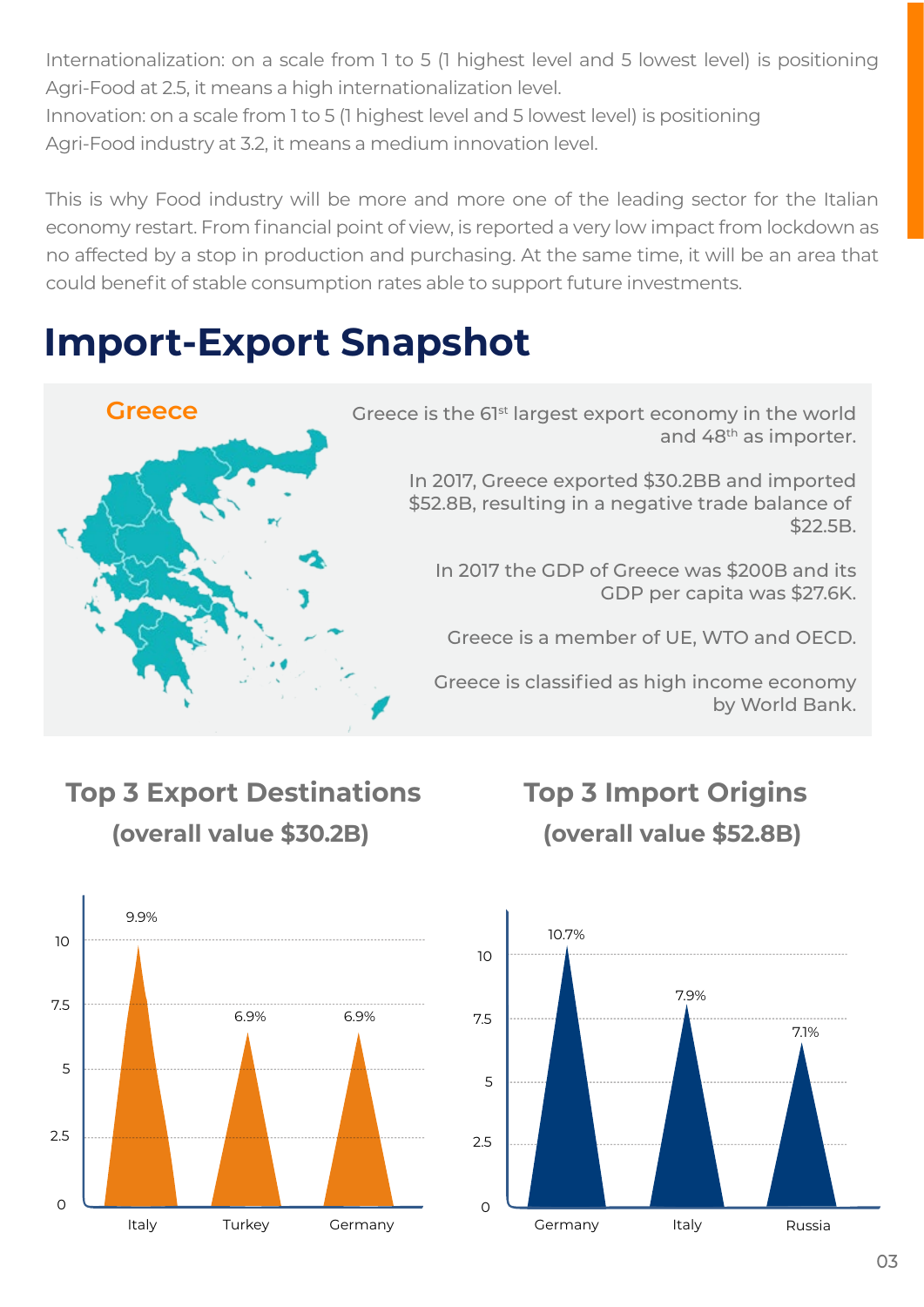Internationalization: on a scale from 1 to 5 (1 highest level and 5 lowest level) is positioning Agri-Food at 2.5, it means a high internationalization level.
Innovation: on a scale from 1 to 5 (1 highest level and 5 lowest level) is positioning Agri-Food industry at 3.2, it means a medium innovation level.

This is why Food industry will be more and more one of the leading sector for the Italian economy restart. From financial point of view, is reported a very low impact from lockdown as no affected by a stop in production and purchasing. At the same time, it will be an area that could benefit of stable consumption rates able to support future investments.

# Import-Export Snapshot

## Greece

Greece is the 61st largest export economy in the world and 48th as importer.

In 2017, Greece exported $30.2BB and imported $52.8B, resulting in a negative trade balance of $22.5B.

In 2017 the GDP of Greece was $200B and its GDP per capita was $27.6K.

Greece is a member of UE, WTO and OECD.

Greece is classified as high income economy by World Bank.

### Top 3 Export Destinations (overall value $30.2B)

| Country | Share |
| --- | --- |
| Italy | 9.9% |
| Turkey | 6.9% |
| Germany | 6.9% |

### Top 3 Import Origins (overall value $52.8B)

| Country | Share |
| --- | --- |
| Germany | 10.7% |
| Italy | 7.9% |
| Russia | 7.1% |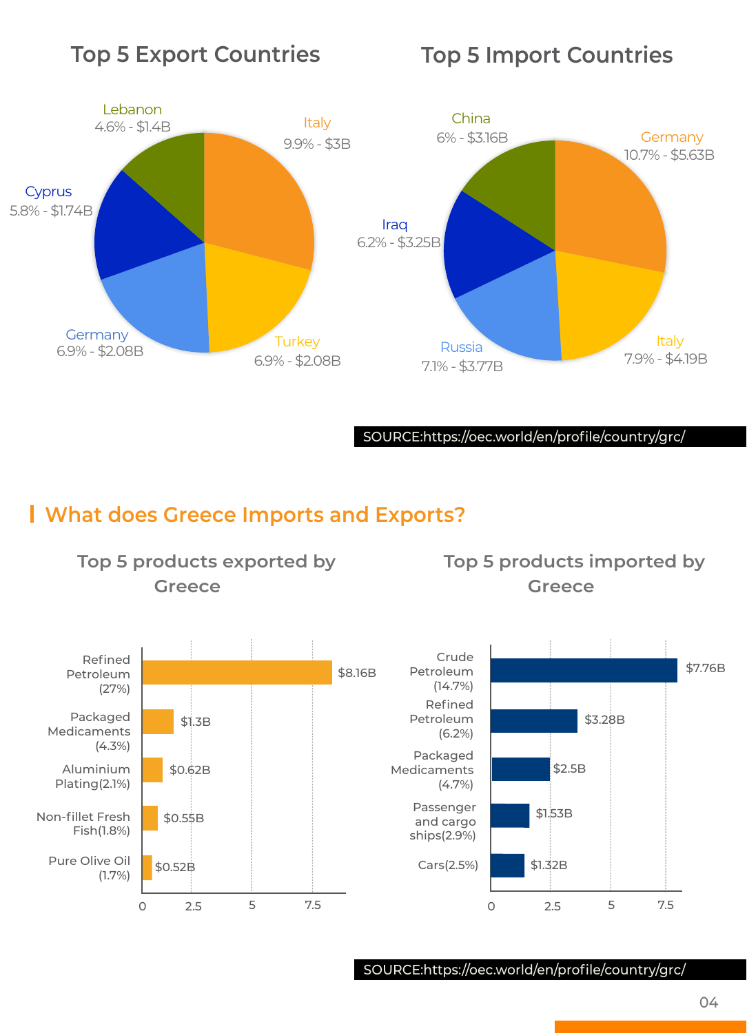## Top 5 Export Countries

| Country | Share | Value |
|---|---|---|
| Italy | 9.9% | $3B |
| Turkey | 6.9% | $2.08B |
| Germany | 6.9% | $2.08B |
| Cyprus | 5.8% | $1.74B |
| Lebanon | 4.6% | $1.4B |

## Top 5 Import Countries

| Country | Share | Value |
|---|---|---|
| Germany | 10.7% | $5.63B |
| Italy | 7.9% | $4.19B |
| Russia | 7.1% | $3.77B |
| Iraq | 6.2% | $3.25B |
| China | 6% | $3.16B |

SOURCE:https://oec.world/en/profile/country/grc/

## What does Greece Imports and Exports?

### Top 5 products exported by Greece

| Product | Value |
|---|---|
| Refined Petroleum (27%) | $8.16B |
| Packaged Medicaments (4.3%) | $1.3B |
| Aluminium Plating(2.1%) | $0.62B |
| Non-fillet Fresh Fish(1.8%) | $0.55B |
| Pure Olive Oil (1.7%) | $0.52B |

### Top 5 products imported by Greece

| Product | Value |
|---|---|
| Crude Petroleum (14.7%) | $7.76B |
| Refined Petroleum (6.2%) | $3.28B |
| Packaged Medicaments (4.7%) | $2.5B |
| Passenger and cargo ships(2.9%) | $1.53B |
| Cars(2.5%) | $1.32B |

SOURCE:https://oec.world/en/profile/country/grc/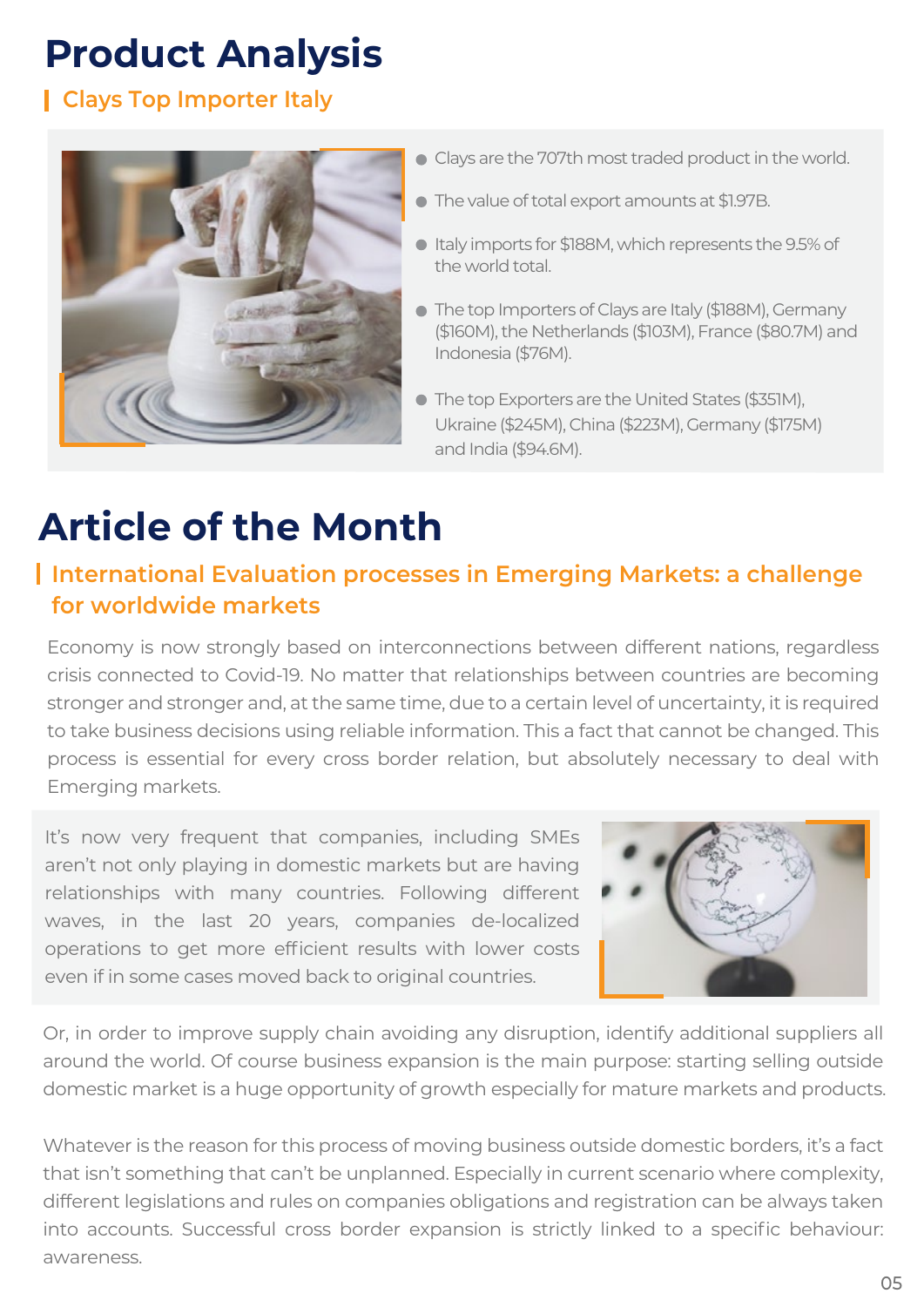# Product Analysis

## Clays Top Importer Italy

- Clays are the 707th most traded product in the world.
- The value of total export amounts at $1.97B.
- Italy imports for $188M, which represents the 9.5% of the world total.
- The top Importers of Clays are Italy ($188M), Germany ($160M), the Netherlands ($103M), France ($80.7M) and Indonesia ($76M).
- The top Exporters are the United States ($351M), Ukraine ($245M), China ($223M), Germany ($175M) and India ($94.6M).

# Article of the Month

## International Evaluation processes in Emerging Markets: a challenge for worldwide markets

Economy is now strongly based on interconnections between different nations, regardless crisis connected to Covid-19. No matter that relationships between countries are becoming stronger and stronger and, at the same time, due to a certain level of uncertainty, it is required to take business decisions using reliable information. This a fact that cannot be changed. This process is essential for every cross border relation, but absolutely necessary to deal with Emerging markets.

It's now very frequent that companies, including SMEs aren't not only playing in domestic markets but are having relationships with many countries. Following different waves, in the last 20 years, companies de-localized operations to get more efficient results with lower costs even if in some cases moved back to original countries.

Or, in order to improve supply chain avoiding any disruption, identify additional suppliers all around the world. Of course business expansion is the main purpose: starting selling outside domestic market is a huge opportunity of growth especially for mature markets and products.

Whatever is the reason for this process of moving business outside domestic borders, it's a fact that isn't something that can't be unplanned. Especially in current scenario where complexity, different legislations and rules on companies obligations and registration can be always taken into accounts. Successful cross border expansion is strictly linked to a specific behaviour: awareness.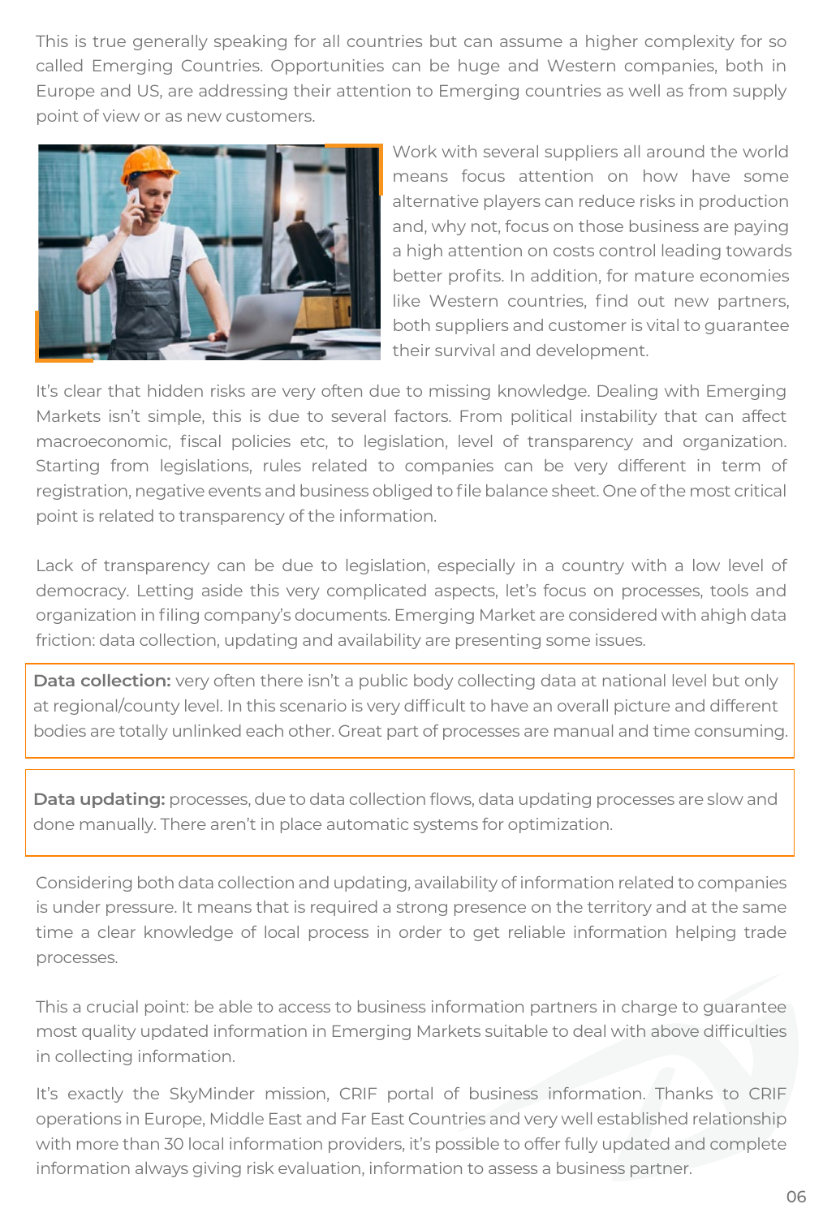This is true generally speaking for all countries but can assume a higher complexity for so called Emerging Countries. Opportunities can be huge and Western companies, both in Europe and US, are addressing their attention to Emerging countries as well as from supply point of view or as new customers.

Work with several suppliers all around the world means focus attention on how have some alternative players can reduce risks in production and, why not, focus on those business are paying a high attention on costs control leading towards better profits. In addition, for mature economies like Western countries, find out new partners, both suppliers and customer is vital to guarantee their survival and development.

It's clear that hidden risks are very often due to missing knowledge. Dealing with Emerging Markets isn't simple, this is due to several factors. From political instability that can affect macroeconomic, fiscal policies etc, to legislation, level of transparency and organization. Starting from legislations, rules related to companies can be very different in term of registration, negative events and business obliged to file balance sheet. One of the most critical point is related to transparency of the information.

Lack of transparency can be due to legislation, especially in a country with a low level of democracy. Letting aside this very complicated aspects, let's focus on processes, tools and organization in filing company's documents. Emerging Market are considered with ahigh data friction: data collection, updating and availability are presenting some issues.

**Data collection:** very often there isn't a public body collecting data at national level but only at regional/county level. In this scenario is very difficult to have an overall picture and different bodies are totally unlinked each other. Great part of processes are manual and time consuming.

**Data updating:** processes, due to data collection flows, data updating processes are slow and done manually. There aren't in place automatic systems for optimization.

Considering both data collection and updating, availability of information related to companies is under pressure. It means that is required a strong presence on the territory and at the same time a clear knowledge of local process in order to get reliable information helping trade processes.

This a crucial point: be able to access to business information partners in charge to guarantee most quality updated information in Emerging Markets suitable to deal with above difficulties in collecting information.

It's exactly the SkyMinder mission, CRIF portal of business information. Thanks to CRIF operations in Europe, Middle East and Far East Countries and very well established relationship with more than 30 local information providers, it's possible to offer fully updated and complete information always giving risk evaluation, information to assess a business partner.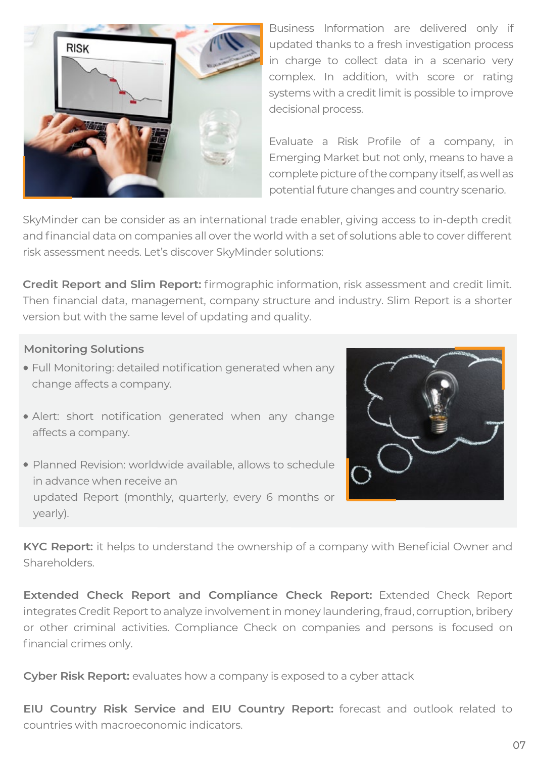Business Information are delivered only if updated thanks to a fresh investigation process in charge to collect data in a scenario very complex. In addition, with score or rating systems with a credit limit is possible to improve decisional process.

Evaluate a Risk Profile of a company, in Emerging Market but not only, means to have a complete picture of the company itself, as well as potential future changes and country scenario.

SkyMinder can be consider as an international trade enabler, giving access to in-depth credit and financial data on companies all over the world with a set of solutions able to cover different risk assessment needs. Let's discover SkyMinder solutions:

**Credit Report and Slim Report:** firmographic information, risk assessment and credit limit. Then financial data, management, company structure and industry. Slim Report is a shorter version but with the same level of updating and quality.

**Monitoring Solutions**

- Full Monitoring: detailed notification generated when any change affects a company.
- Alert: short notification generated when any change affects a company.
- Planned Revision: worldwide available, allows to schedule in advance when receive an updated Report (monthly, quarterly, every 6 months or yearly).

**KYC Report:** it helps to understand the ownership of a company with Beneficial Owner and Shareholders.

**Extended Check Report and Compliance Check Report:** Extended Check Report integrates Credit Report to analyze involvement in money laundering, fraud, corruption, bribery or other criminal activities. Compliance Check on companies and persons is focused on financial crimes only.

**Cyber Risk Report:** evaluates how a company is exposed to a cyber attack

**EIU Country Risk Service and EIU Country Report:** forecast and outlook related to countries with macroeconomic indicators.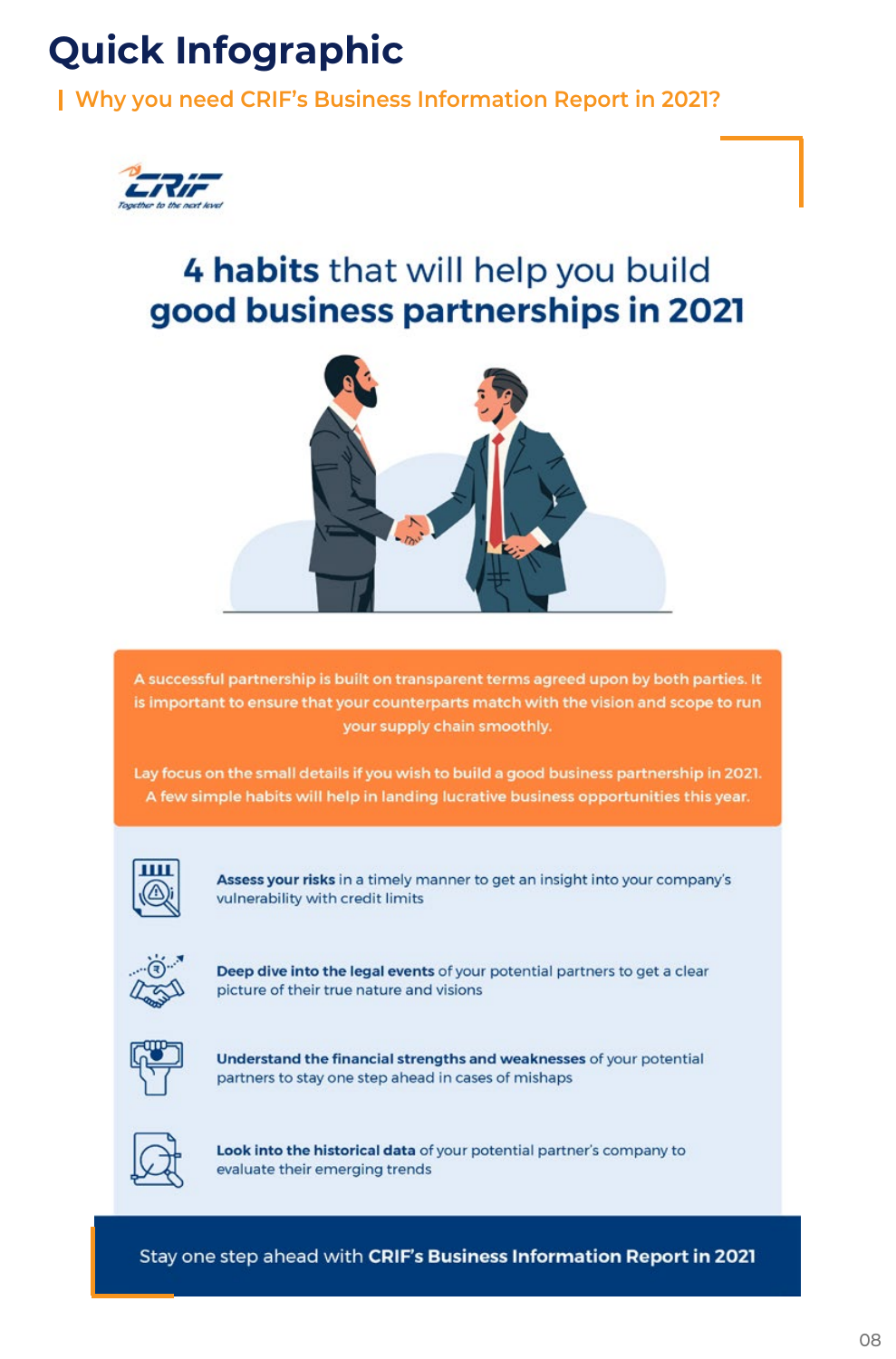# Quick Infographic

## Why you need CRIF's Business Information Report in 2021?

CRIF
*Together to the next level*

### 4 habits that will help you build good business partnerships in 2021

A successful partnership is built on transparent terms agreed upon by both parties. It is important to ensure that your counterparts match with the vision and scope to run your supply chain smoothly.

Lay focus on the small details if you wish to build a good business partnership in 2021. A few simple habits will help in landing lucrative business opportunities this year.

- **Assess your risks** in a timely manner to get an insight into your company's vulnerability with credit limits
- **Deep dive into the legal events** of your potential partners to get a clear picture of their true nature and visions
- **Understand the financial strengths and weaknesses** of your potential partners to stay one step ahead in cases of mishaps
- **Look into the historical data** of your potential partner's company to evaluate their emerging trends

Stay one step ahead with **CRIF's Business Information Report in 2021**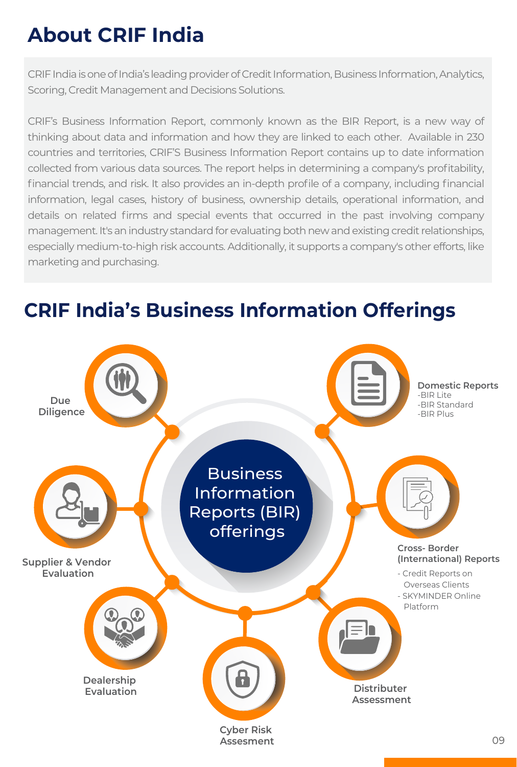# About CRIF India

CRIF India is one of India's leading provider of Credit Information, Business Information, Analytics, Scoring, Credit Management and Decisions Solutions.

CRIF's Business Information Report, commonly known as the BIR Report, is a new way of thinking about data and information and how they are linked to each other. Available in 230 countries and territories, CRIF'S Business Information Report contains up to date information collected from various data sources. The report helps in determining a company's profitability, financial trends, and risk. It also provides an in-depth profile of a company, including financial information, legal cases, history of business, ownership details, operational information, and details on related firms and special events that occurred in the past involving company management. It's an industry standard for evaluating both new and existing credit relationships, especially medium-to-high risk accounts. Additionally, it supports a company's other efforts, like marketing and purchasing.

# CRIF India's Business Information Offerings

**Business Information Reports (BIR) offerings**

- **Due Diligence**
- **Domestic Reports**
  - BIR Lite
  - BIR Standard
  - BIR Plus
- **Supplier & Vendor Evaluation**
- **Cross- Border (International) Reports**
  - Credit Reports on Overseas Clients
  - SKYMINDER Online Platform
- **Dealership Evaluation**
- **Distributer Assessment**
- **Cyber Risk Assesment**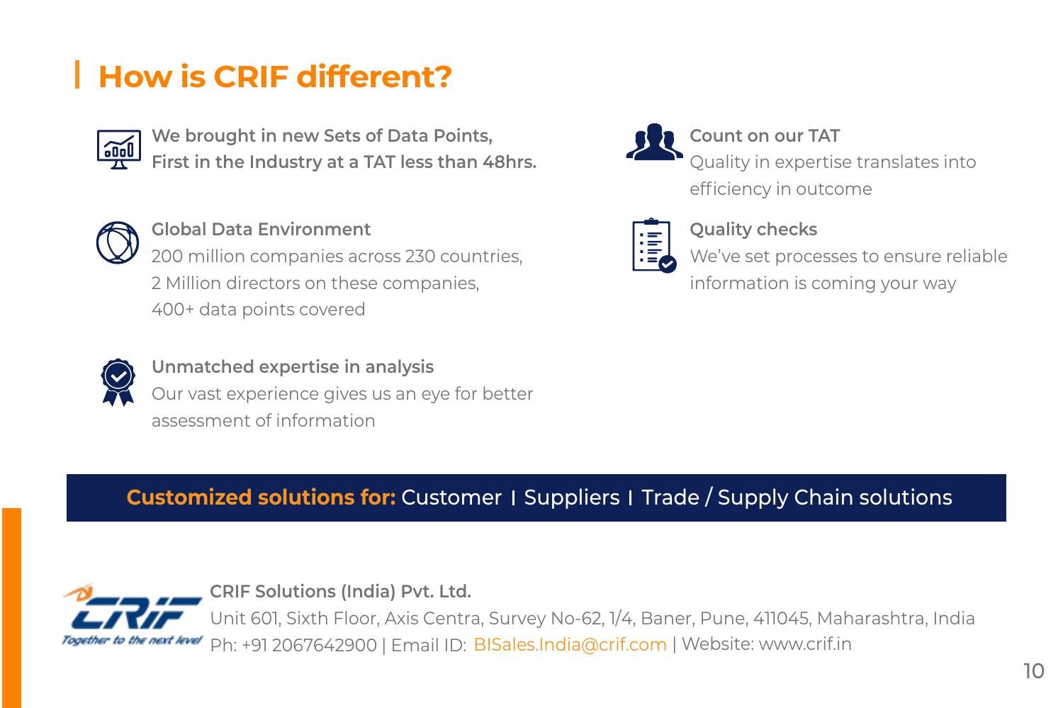## How is CRIF different?

**We brought in new Sets of Data Points, First in the Industry at a TAT less than 48hrs.**

**Global Data Environment**
200 million companies across 230 countries,
2 Million directors on these companies,
400+ data points covered

**Unmatched expertise in analysis**
Our vast experience gives us an eye for better assessment of information

**Count on our TAT**
Quality in expertise translates into efficiency in outcome

**Quality checks**
We've set processes to ensure reliable information is coming your way

**Customized solutions for:** Customer | Suppliers | Trade / Supply Chain solutions

CRIF
Together to the next level

**CRIF Solutions (India) Pvt. Ltd.**
Unit 601, Sixth Floor, Axis Centra, Survey No-62, 1/4, Baner, Pune, 411045, Maharashtra, India
Ph: +91 2067642900 | Email ID: BISales.India@crif.com | Website: www.crif.in